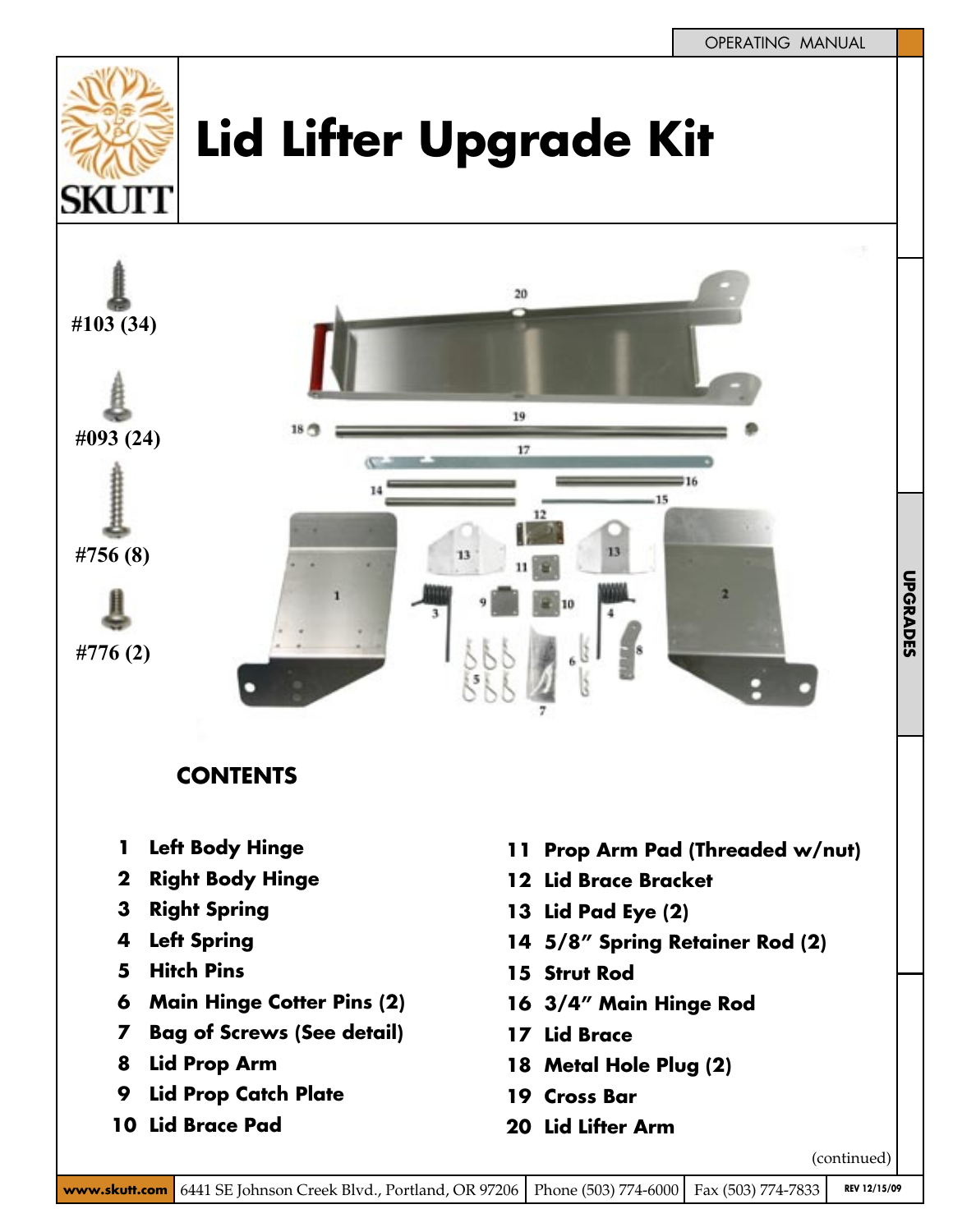# Lid Lifter Upgrade Kit

#103 (34)

#093 (24)

#756 (8)

#776 (2)

## CONTENTS

1. Left Body Hinge
2. Right Body Hinge
3. Right Spring
4. Left Spring
5. Hitch Pins
6. Main Hinge Cotter Pins (2)
7. Bag of Screws (See detail)
8. Lid Prop Arm
9. Lid Prop Catch Plate
10. Lid Brace Pad
11. Prop Arm Pad (Threaded w/nut)
12. Lid Brace Bracket
13. Lid Pad Eye (2)
14. 5/8" Spring Retainer Rod (2)
15. Strut Rod
16. 3/4" Main Hinge Rod
17. Lid Brace
18. Metal Hole Plug (2)
19. Cross Bar
20. Lid Lifter Arm

(continued)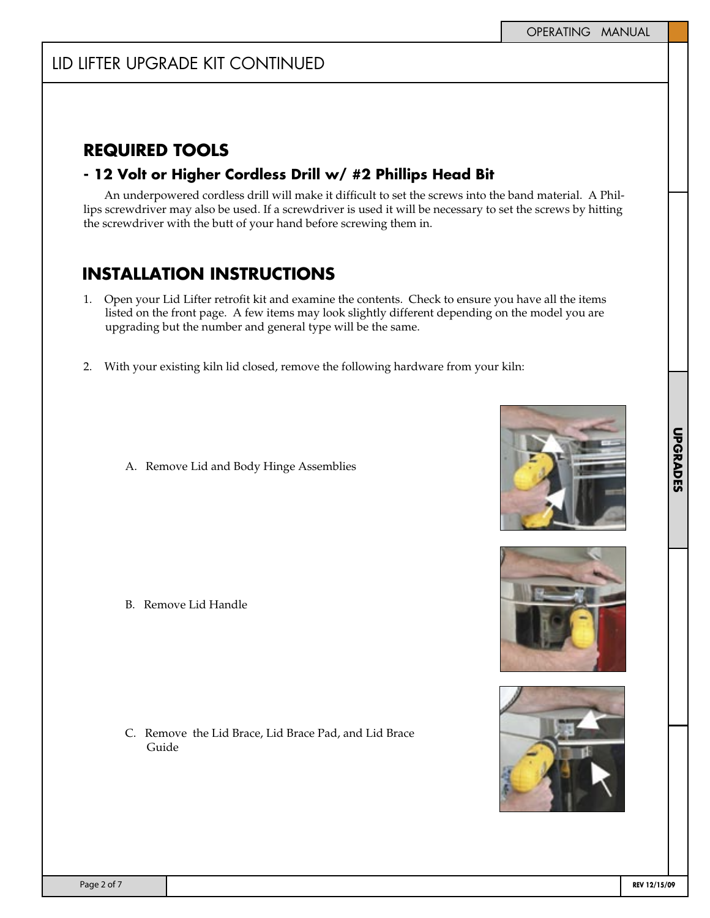# LID LIFTER UPGRADE KIT CONTINUED

## REQUIRED TOOLS

### - 12 Volt or Higher Cordless Drill w/ #2 Phillips Head Bit

An underpowered cordless drill will make it difficult to set the screws into the band material. A Phillips screwdriver may also be used. If a screwdriver is used it will be necessary to set the screws by hitting the screwdriver with the butt of your hand before screwing them in.

## INSTALLATION INSTRUCTIONS

1. Open your Lid Lifter retrofit kit and examine the contents. Check to ensure you have all the items listed on the front page. A few items may look slightly different depending on the model you are upgrading but the number and general type will be the same.

2. With your existing kiln lid closed, remove the following hardware from your kiln:

   A. Remove Lid and Body Hinge Assemblies

   B. Remove Lid Handle

   C. Remove the Lid Brace, Lid Brace Pad, and Lid Brace Guide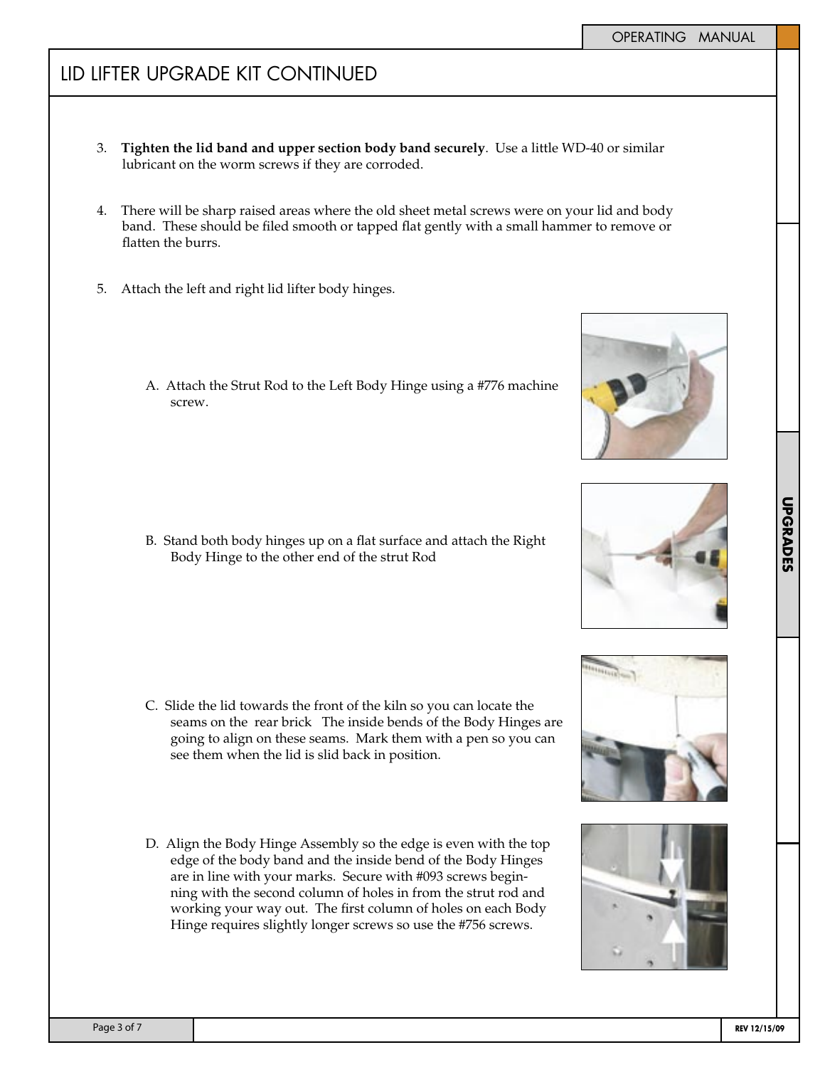# LID LIFTER UPGRADE KIT CONTINUED

3. **Tighten the lid band and upper section body band securely**. Use a little WD-40 or similar lubricant on the worm screws if they are corroded.

4. There will be sharp raised areas where the old sheet metal screws were on your lid and body band. These should be filed smooth or tapped flat gently with a small hammer to remove or flatten the burrs.

5. Attach the left and right lid lifter body hinges.

   A. Attach the Strut Rod to the Left Body Hinge using a #776 machine screw.

   B. Stand both body hinges up on a flat surface and attach the Right Body Hinge to the other end of the strut Rod

   C. Slide the lid towards the front of the kiln so you can locate the seams on the rear brick The inside bends of the Body Hinges are going to align on these seams. Mark them with a pen so you can see them when the lid is slid back in position.

   D. Align the Body Hinge Assembly so the edge is even with the top edge of the body band and the inside bend of the Body Hinges are in line with your marks. Secure with #093 screws beginning with the second column of holes in from the strut rod and working your way out. The first column of holes on each Body Hinge requires slightly longer screws so use the #756 screws.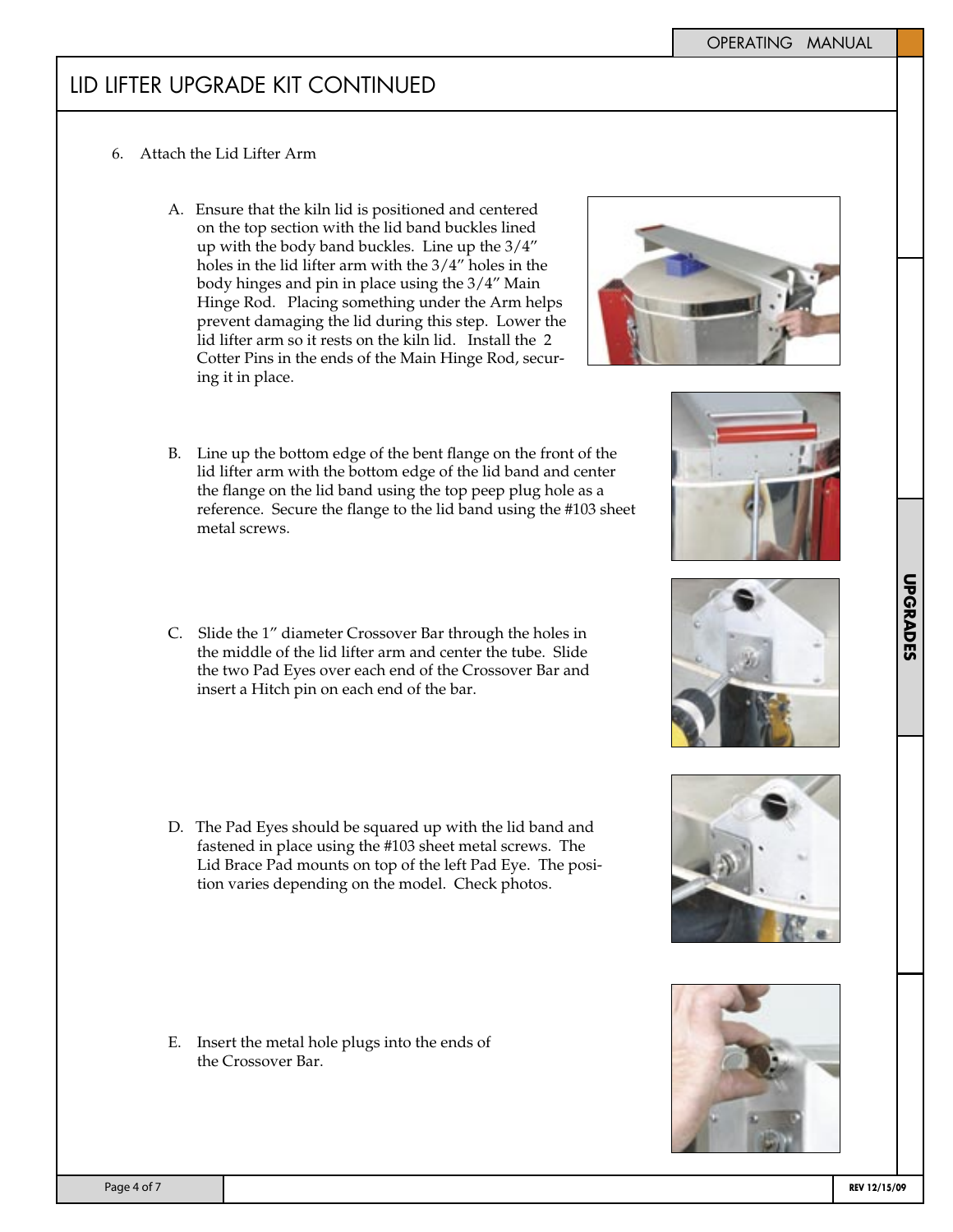# LID LIFTER UPGRADE KIT CONTINUED

6. Attach the Lid Lifter Arm

   A. Ensure that the kiln lid is positioned and centered on the top section with the lid band buckles lined up with the body band buckles. Line up the 3/4" holes in the lid lifter arm with the 3/4" holes in the body hinges and pin in place using the 3/4" Main Hinge Rod. Placing something under the Arm helps prevent damaging the lid during this step. Lower the lid lifter arm so it rests on the kiln lid. Install the 2 Cotter Pins in the ends of the Main Hinge Rod, securing it in place.

   B. Line up the bottom edge of the bent flange on the front of the lid lifter arm with the bottom edge of the lid band and center the flange on the lid band using the top peep plug hole as a reference. Secure the flange to the lid band using the #103 sheet metal screws.

   C. Slide the 1" diameter Crossover Bar through the holes in the middle of the lid lifter arm and center the tube. Slide the two Pad Eyes over each end of the Crossover Bar and insert a Hitch pin on each end of the bar.

   D. The Pad Eyes should be squared up with the lid band and fastened in place using the #103 sheet metal screws. The Lid Brace Pad mounts on top of the left Pad Eye. The position varies depending on the model. Check photos.

   E. Insert the metal hole plugs into the ends of the Crossover Bar.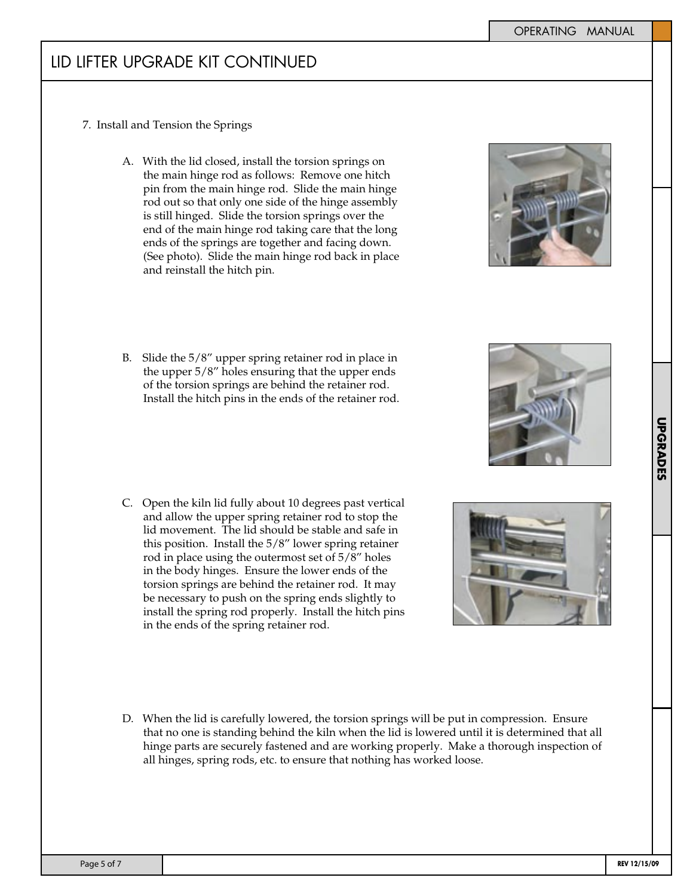# LID LIFTER UPGRADE KIT CONTINUED

7. Install and Tension the Springs

   A. With the lid closed, install the torsion springs on the main hinge rod as follows: Remove one hitch pin from the main hinge rod. Slide the main hinge rod out so that only one side of the hinge assembly is still hinged. Slide the torsion springs over the end of the main hinge rod taking care that the long ends of the springs are together and facing down. (See photo). Slide the main hinge rod back in place and reinstall the hitch pin.

   B. Slide the 5/8" upper spring retainer rod in place in the upper 5/8" holes ensuring that the upper ends of the torsion springs are behind the retainer rod. Install the hitch pins in the ends of the retainer rod.

   C. Open the kiln lid fully about 10 degrees past vertical and allow the upper spring retainer rod to stop the lid movement. The lid should be stable and safe in this position. Install the 5/8" lower spring retainer rod in place using the outermost set of 5/8" holes in the body hinges. Ensure the lower ends of the torsion springs are behind the retainer rod. It may be necessary to push on the spring ends slightly to install the spring rod properly. Install the hitch pins in the ends of the spring retainer rod.

   D. When the lid is carefully lowered, the torsion springs will be put in compression. Ensure that no one is standing behind the kiln when the lid is lowered until it is determined that all hinge parts are securely fastened and are working properly. Make a thorough inspection of all hinges, spring rods, etc. to ensure that nothing has worked loose.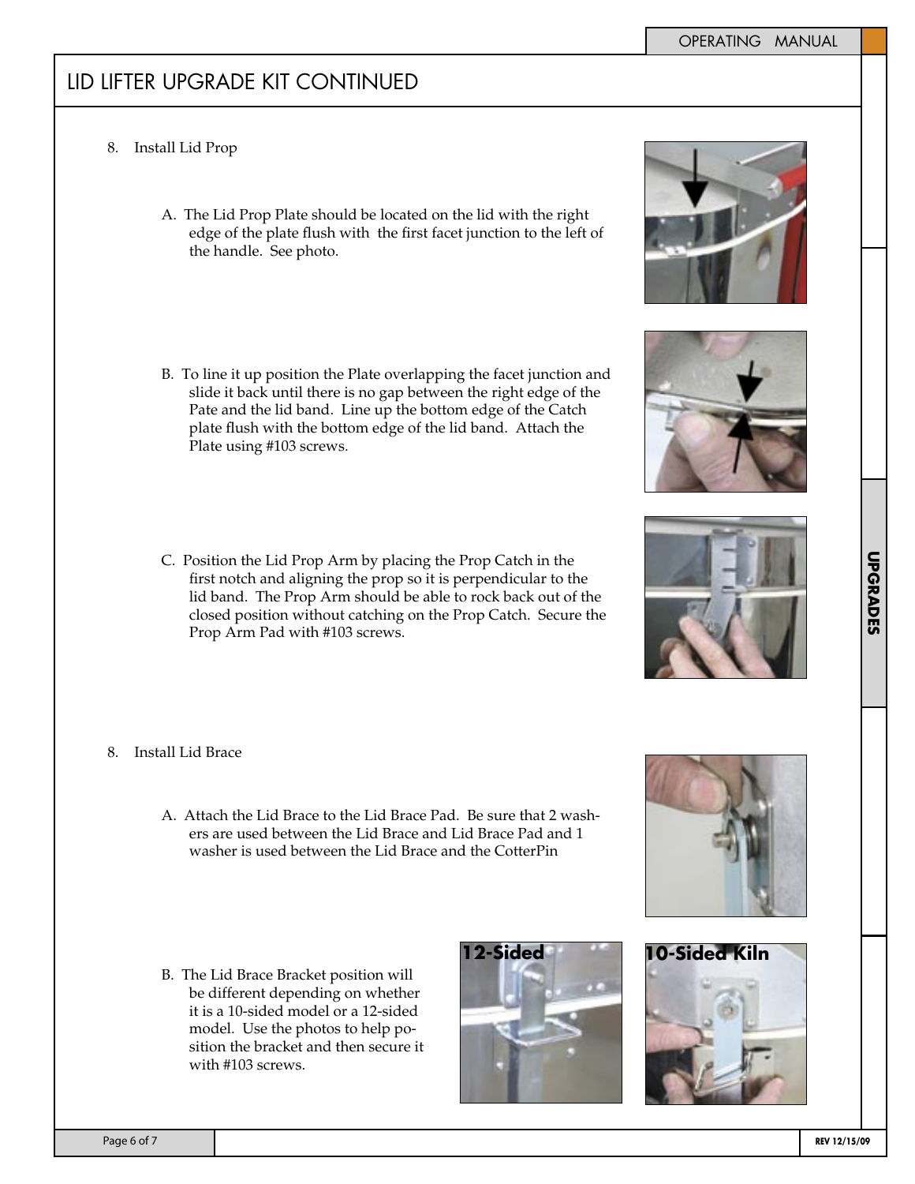# LID LIFTER UPGRADE KIT CONTINUED

8. Install Lid Prop

   A. The Lid Prop Plate should be located on the lid with the right edge of the plate flush with the first facet junction to the left of the handle. See photo.

   B. To line it up position the Plate overlapping the facet junction and slide it back until there is no gap between the right edge of the Pate and the lid band. Line up the bottom edge of the Catch plate flush with the bottom edge of the lid band. Attach the Plate using #103 screws.

   C. Position the Lid Prop Arm by placing the Prop Catch in the first notch and aligning the prop so it is perpendicular to the lid band. The Prop Arm should be able to rock back out of the closed position without catching on the Prop Catch. Secure the Prop Arm Pad with #103 screws.

8. Install Lid Brace

   A. Attach the Lid Brace to the Lid Brace Pad. Be sure that 2 washers are used between the Lid Brace and Lid Brace Pad and 1 washer is used between the Lid Brace and the CotterPin

   B. The Lid Brace Bracket position will be different depending on whether it is a 10-sided model or a 12-sided model. Use the photos to help position the bracket and then secure it with #103 screws.

**12-Sided**

**10-Sided Kiln**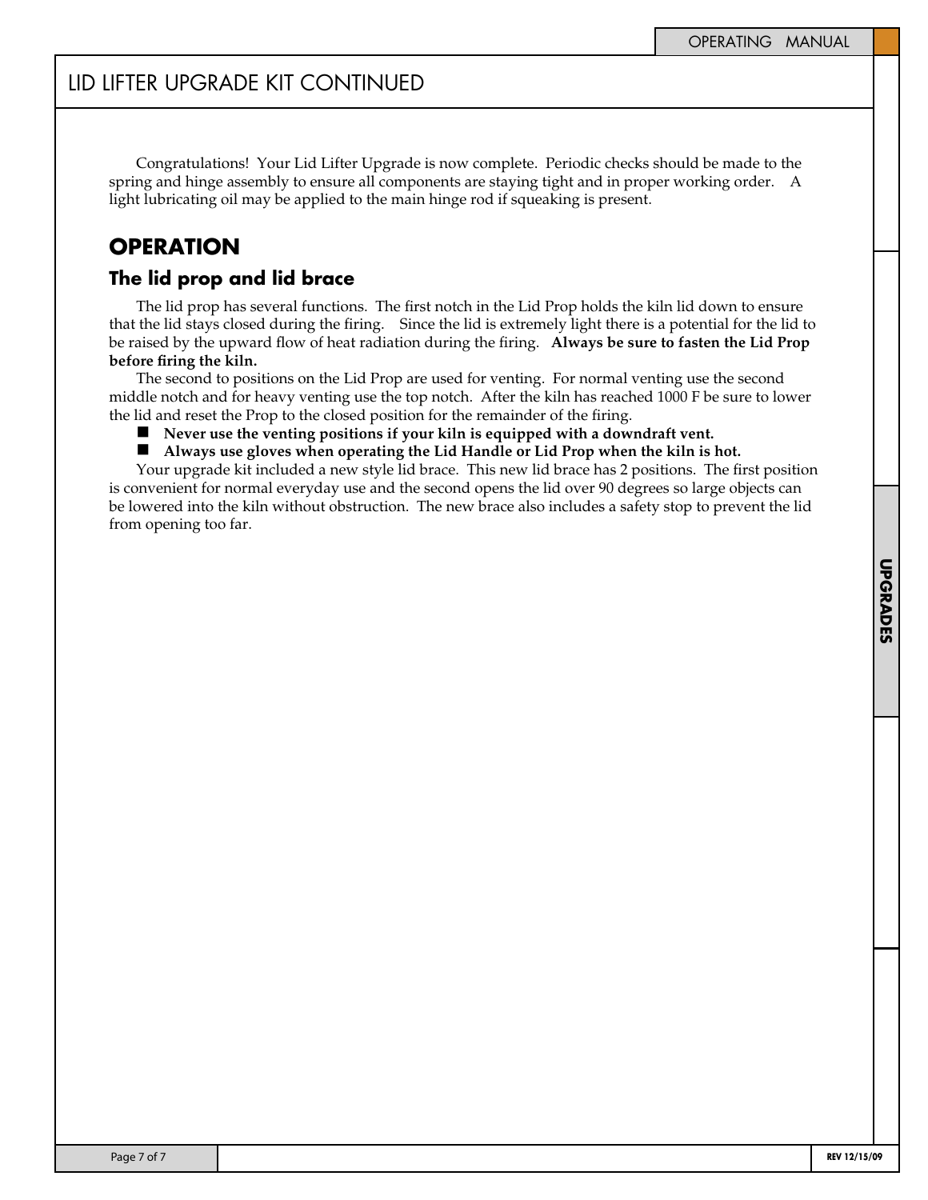# LID LIFTER UPGRADE KIT CONTINUED

Congratulations! Your Lid Lifter Upgrade is now complete. Periodic checks should be made to the spring and hinge assembly to ensure all components are staying tight and in proper working order. A light lubricating oil may be applied to the main hinge rod if squeaking is present.

## OPERATION

### The lid prop and lid brace

The lid prop has several functions. The first notch in the Lid Prop holds the kiln lid down to ensure that the lid stays closed during the firing. Since the lid is extremely light there is a potential for the lid to be raised by the upward flow of heat radiation during the firing. **Always be sure to fasten the Lid Prop before firing the kiln.**

The second to positions on the Lid Prop are used for venting. For normal venting use the second middle notch and for heavy venting use the top notch. After the kiln has reached 1000 F be sure to lower the lid and reset the Prop to the closed position for the remainder of the firing.

- **Never use the venting positions if your kiln is equipped with a downdraft vent.**
- **Always use gloves when operating the Lid Handle or Lid Prop when the kiln is hot.**

Your upgrade kit included a new style lid brace. This new lid brace has 2 positions. The first position is convenient for normal everyday use and the second opens the lid over 90 degrees so large objects can be lowered into the kiln without obstruction. The new brace also includes a safety stop to prevent the lid from opening too far.